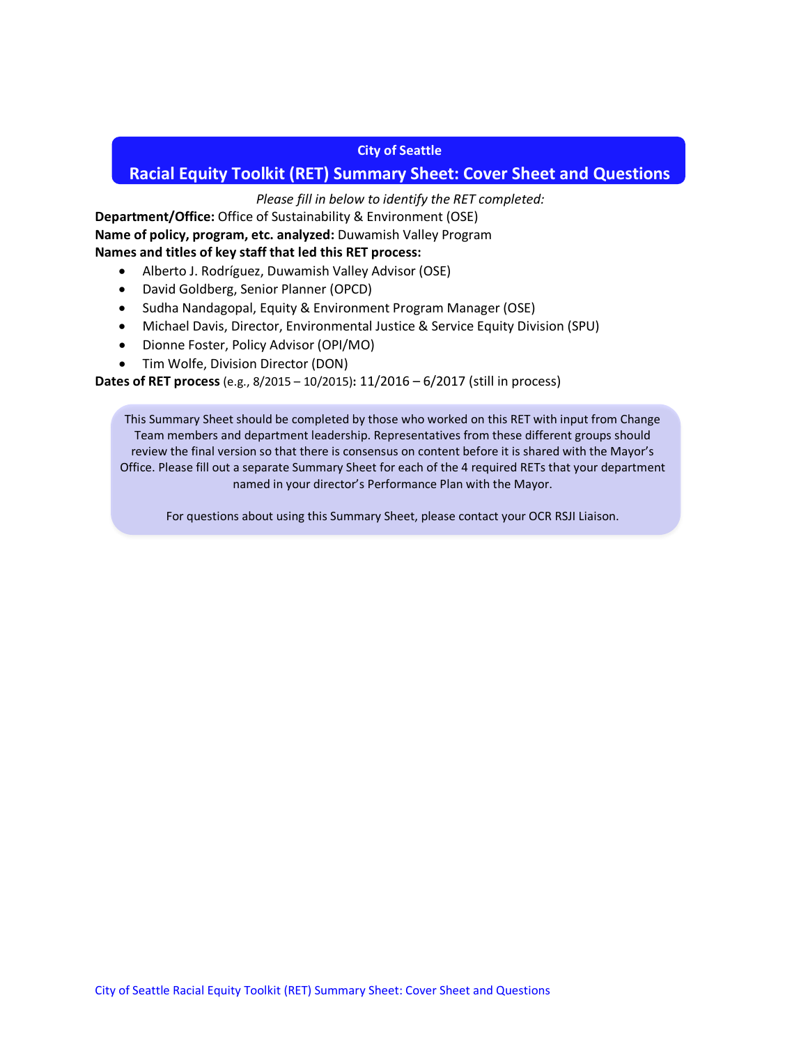**City of Seattle**

# Racial Equity Toolkit (RET) Summary Sheet: Cover Sheet and Questions

*Please fill in below to identify the RET completed:*

**Department/Office:** Office of Sustainability & Environment (OSE)

**Name of policy, program, etc. analyzed:** Duwamish Valley Program

**Names and titles of key staff that led this RET process:**

- Alberto J. Rodríguez, Duwamish Valley Advisor (OSE)
- David Goldberg, Senior Planner (OPCD)
- Sudha Nandagopal, Equity & Environment Program Manager (OSE)
- Michael Davis, Director, Environmental Justice & Service Equity Division (SPU)
- Dionne Foster, Policy Advisor (OPI/MO)
- Tim Wolfe, Division Director (DON)

**Dates of RET process** (e.g., 8/2015 – 10/2015)**:** 11/2016 – 6/2017 (still in process)

This Summary Sheet should be completed by those who worked on this RET with input from Change Team members and department leadership. Representatives from these different groups should review the final version so that there is consensus on content before it is shared with the Mayor's Office. Please fill out a separate Summary Sheet for each of the 4 required RETs that your department named in your director's Performance Plan with the Mayor.

For questions about using this Summary Sheet, please contact your OCR RSJI Liaison.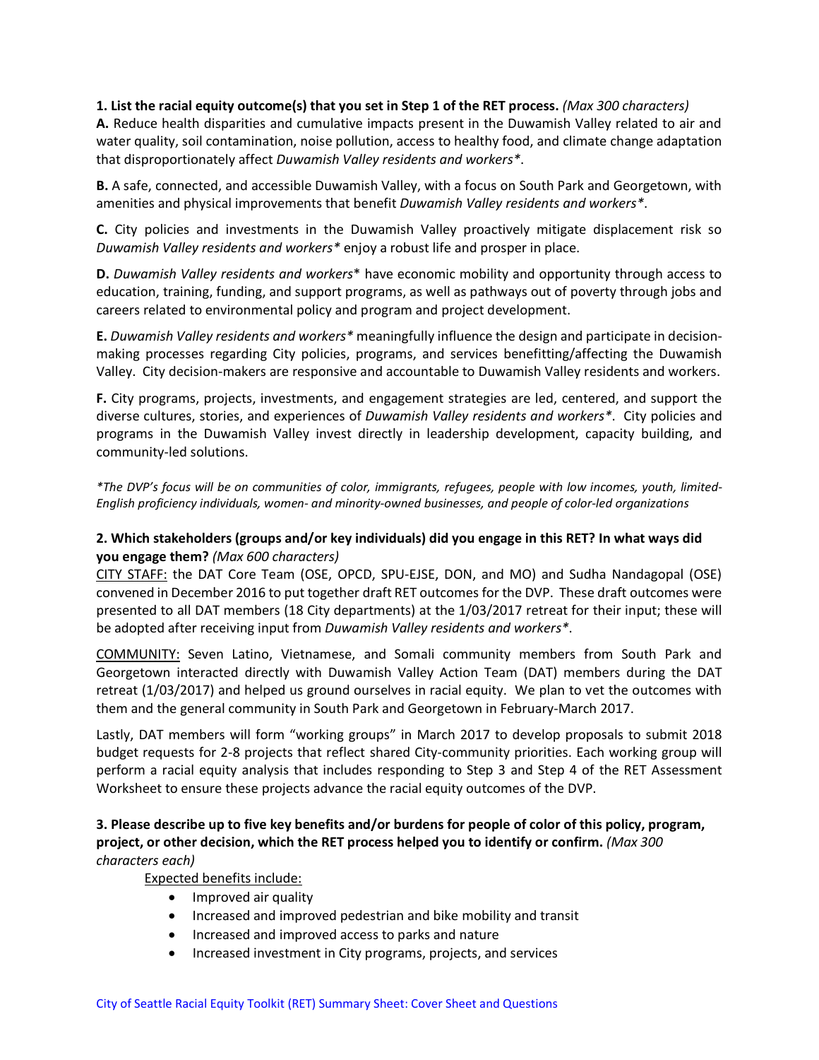**1. List the racial equity outcome(s) that you set in Step 1 of the RET process.** *(Max 300 characters)*

**A.** Reduce health disparities and cumulative impacts present in the Duwamish Valley related to air and water quality, soil contamination, noise pollution, access to healthy food, and climate change adaptation that disproportionately affect *Duwamish Valley residents and workers**.

**B.** A safe, connected, and accessible Duwamish Valley, with a focus on South Park and Georgetown, with amenities and physical improvements that benefit *Duwamish Valley residents and workers**.

**C.** City policies and investments in the Duwamish Valley proactively mitigate displacement risk so *Duwamish Valley residents and workers** enjoy a robust life and prosper in place.

**D.** *Duwamish Valley residents and workers** have economic mobility and opportunity through access to education, training, funding, and support programs, as well as pathways out of poverty through jobs and careers related to environmental policy and program and project development.

**E.** *Duwamish Valley residents and workers** meaningfully influence the design and participate in decision-making processes regarding City policies, programs, and services benefitting/affecting the Duwamish Valley. City decision-makers are responsive and accountable to Duwamish Valley residents and workers.

**F.** City programs, projects, investments, and engagement strategies are led, centered, and support the diverse cultures, stories, and experiences of *Duwamish Valley residents and workers**. City policies and programs in the Duwamish Valley invest directly in leadership development, capacity building, and community-led solutions.

**The DVP's focus will be on communities of color, immigrants, refugees, people with low incomes, youth, limited-English proficiency individuals, women- and minority-owned businesses, and people of color-led organizations*

**2. Which stakeholders (groups and/or key individuals) did you engage in this RET? In what ways did you engage them?** *(Max 600 characters)*

<u>CITY STAFF:</u> the DAT Core Team (OSE, OPCD, SPU-EJSE, DON, and MO) and Sudha Nandagopal (OSE) convened in December 2016 to put together draft RET outcomes for the DVP. These draft outcomes were presented to all DAT members (18 City departments) at the 1/03/2017 retreat for their input; these will be adopted after receiving input from *Duwamish Valley residents and workers**.

<u>COMMUNITY:</u> Seven Latino, Vietnamese, and Somali community members from South Park and Georgetown interacted directly with Duwamish Valley Action Team (DAT) members during the DAT retreat (1/03/2017) and helped us ground ourselves in racial equity. We plan to vet the outcomes with them and the general community in South Park and Georgetown in February-March 2017.

Lastly, DAT members will form "working groups" in March 2017 to develop proposals to submit 2018 budget requests for 2-8 projects that reflect shared City-community priorities. Each working group will perform a racial equity analysis that includes responding to Step 3 and Step 4 of the RET Assessment Worksheet to ensure these projects advance the racial equity outcomes of the DVP.

**3. Please describe up to five key benefits and/or burdens for people of color of this policy, program, project, or other decision, which the RET process helped you to identify or confirm.** *(Max 300 characters each)*

<u>Expected benefits include:</u>

- Improved air quality
- Increased and improved pedestrian and bike mobility and transit
- Increased and improved access to parks and nature
- Increased investment in City programs, projects, and services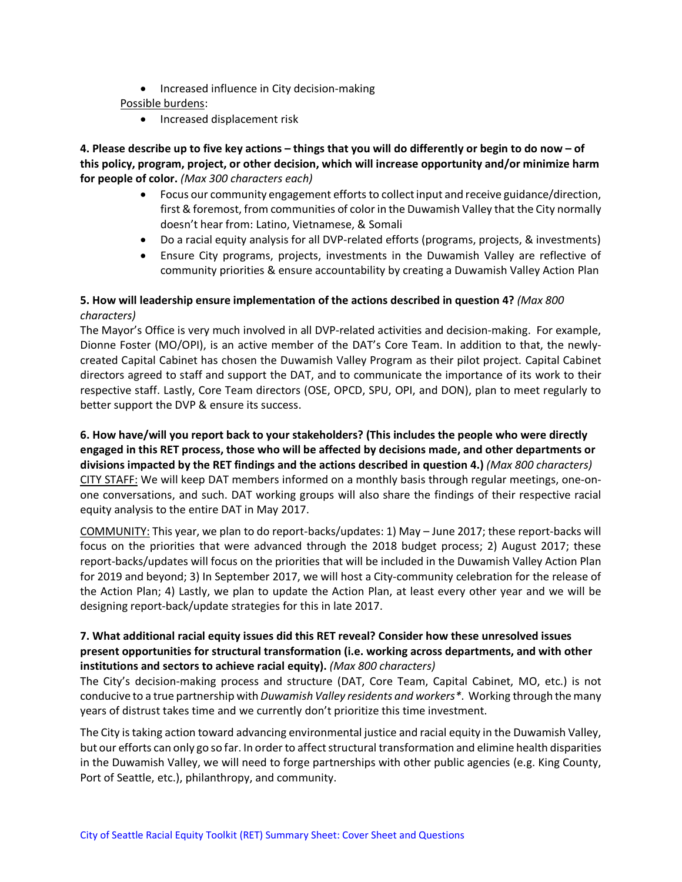- Increased influence in City decision-making

Possible burdens:

- Increased displacement risk

**4. Please describe up to five key actions – things that you will do differently or begin to do now – of this policy, program, project, or other decision, which will increase opportunity and/or minimize harm for people of color.** *(Max 300 characters each)*

- Focus our community engagement efforts to collect input and receive guidance/direction, first & foremost, from communities of color in the Duwamish Valley that the City normally doesn't hear from: Latino, Vietnamese, & Somali
- Do a racial equity analysis for all DVP-related efforts (programs, projects, & investments)
- Ensure City programs, projects, investments in the Duwamish Valley are reflective of community priorities & ensure accountability by creating a Duwamish Valley Action Plan

**5. How will leadership ensure implementation of the actions described in question 4?** *(Max 800 characters)*

The Mayor's Office is very much involved in all DVP-related activities and decision-making. For example, Dionne Foster (MO/OPI), is an active member of the DAT's Core Team. In addition to that, the newly-created Capital Cabinet has chosen the Duwamish Valley Program as their pilot project. Capital Cabinet directors agreed to staff and support the DAT, and to communicate the importance of its work to their respective staff. Lastly, Core Team directors (OSE, OPCD, SPU, OPI, and DON), plan to meet regularly to better support the DVP & ensure its success.

**6. How have/will you report back to your stakeholders? (This includes the people who were directly engaged in this RET process, those who will be affected by decisions made, and other departments or divisions impacted by the RET findings and the actions described in question 4.)** *(Max 800 characters)*

CITY STAFF: We will keep DAT members informed on a monthly basis through regular meetings, one-on-one conversations, and such. DAT working groups will also share the findings of their respective racial equity analysis to the entire DAT in May 2017.

COMMUNITY: This year, we plan to do report-backs/updates: 1) May – June 2017; these report-backs will focus on the priorities that were advanced through the 2018 budget process; 2) August 2017; these report-backs/updates will focus on the priorities that will be included in the Duwamish Valley Action Plan for 2019 and beyond; 3) In September 2017, we will host a City-community celebration for the release of the Action Plan; 4) Lastly, we plan to update the Action Plan, at least every other year and we will be designing report-back/update strategies for this in late 2017.

**7. What additional racial equity issues did this RET reveal? Consider how these unresolved issues present opportunities for structural transformation (i.e. working across departments, and with other institutions and sectors to achieve racial equity).** *(Max 800 characters)*

The City's decision-making process and structure (DAT, Core Team, Capital Cabinet, MO, etc.) is not conducive to a true partnership with *Duwamish Valley residents and workers**. Working through the many years of distrust takes time and we currently don't prioritize this time investment.

The City is taking action toward advancing environmental justice and racial equity in the Duwamish Valley, but our efforts can only go so far. In order to affect structural transformation and elimine health disparities in the Duwamish Valley, we will need to forge partnerships with other public agencies (e.g. King County, Port of Seattle, etc.), philanthropy, and community.